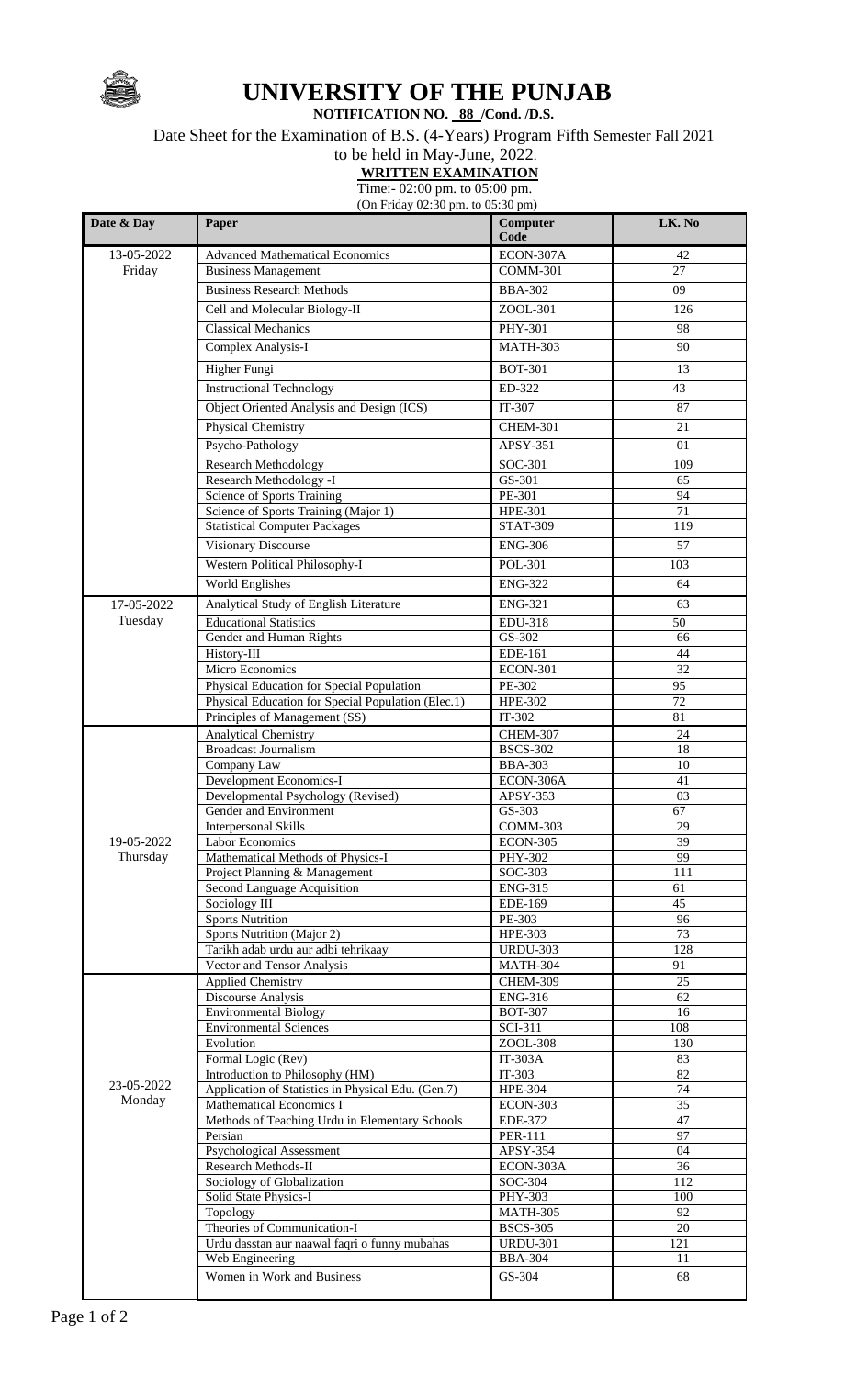# UNIVERSITY OF THE PUNJAB

**NOTIFICATION NO. 88 /Cond. /D.S.**

Date Sheet for the Examination of B.S. (4-Years) Program Fifth Semester Fall 2021

to be held in May-June, 2022.

**WRITTEN EXAMINATION**

Time:- 02:00 pm. to 05:00 pm.

(On Friday 02:30 pm. to 05:30 pm)

| Date & Day | Paper | Computer Code | LK. No |
|---|---|---|---|
| 13-05-2022 Friday | Advanced Mathematical Economics | ECON-307A | 42 |
| | Business Management | COMM-301 | 27 |
| | Business Research Methods | BBA-302 | 09 |
| | Cell and Molecular Biology-II | ZOOL-301 | 126 |
| | Classical Mechanics | PHY-301 | 98 |
| | Complex Analysis-I | MATH-303 | 90 |
| | Higher Fungi | BOT-301 | 13 |
| | Instructional Technology | ED-322 | 43 |
| | Object Oriented Analysis and Design (ICS) | IT-307 | 87 |
| | Physical Chemistry | CHEM-301 | 21 |
| | Psycho-Pathology | APSY-351 | 01 |
| | Research Methodology | SOC-301 | 109 |
| | Research Methodology -I | GS-301 | 65 |
| | Science of Sports Training | PE-301 | 94 |
| | Science of Sports Training (Major 1) | HPE-301 | 71 |
| | Statistical Computer Packages | STAT-309 | 119 |
| | Visionary Discourse | ENG-306 | 57 |
| | Western Political Philosophy-I | POL-301 | 103 |
| | World Englishes | ENG-322 | 64 |
| 17-05-2022 Tuesday | Analytical Study of English Literature | ENG-321 | 63 |
| | Educational Statistics | EDU-318 | 50 |
| | Gender and Human Rights | GS-302 | 66 |
| | History-III | EDE-161 | 44 |
| | Micro Economics | ECON-301 | 32 |
| | Physical Education for Special Population | PE-302 | 95 |
| | Physical Education for Special Population (Elec.1) | HPE-302 | 72 |
| | Principles of Management (SS) | IT-302 | 81 |
| 19-05-2022 Thursday | Analytical Chemistry | CHEM-307 | 24 |
| | Broadcast Journalism | BSCS-302 | 18 |
| | Company Law | BBA-303 | 10 |
| | Development Economics-I | ECON-306A | 41 |
| | Developmental Psychology (Revised) | APSY-353 | 03 |
| | Gender and Environment | GS-303 | 67 |
| | Interpersonal Skills | COMM-303 | 29 |
| | Labor Economics | ECON-305 | 39 |
| | Mathematical Methods of Physics-I | PHY-302 | 99 |
| | Project Planning & Management | SOC-303 | 111 |
| | Second Language Acquisition | ENG-315 | 61 |
| | Sociology III | EDE-169 | 45 |
| | Sports Nutrition | PE-303 | 96 |
| | Sports Nutrition (Major 2) | HPE-303 | 73 |
| | Tarikh adab urdu aur adbi tehrikaay | URDU-303 | 128 |
| | Vector and Tensor Analysis | MATH-304 | 91 |
| 23-05-2022 Monday | Applied Chemistry | CHEM-309 | 25 |
| | Discourse Analysis | ENG-316 | 62 |
| | Environmental Biology | BOT-307 | 16 |
| | Environmental Sciences | SCI-311 | 108 |
| | Evolution | ZOOL-308 | 130 |
| | Formal Logic (Rev) | IT-303A | 83 |
| | Introduction to Philosophy (HM) | IT-303 | 82 |
| | Application of Statistics in Physical Edu. (Gen.7) | HPE-304 | 74 |
| | Mathematical Economics I | ECON-303 | 35 |
| | Methods of Teaching Urdu in Elementary Schools | EDE-372 | 47 |
| | Persian | PER-111 | 97 |
| | Psychological Assessment | APSY-354 | 04 |
| | Research Methods-II | ECON-303A | 36 |
| | Sociology of Globalization | SOC-304 | 112 |
| | Solid State Physics-I | PHY-303 | 100 |
| | Topology | MATH-305 | 92 |
| | Theories of Communication-I | BSCS-305 | 20 |
| | Urdu dasstan aur naawal faqri o funny mubahas | URDU-301 | 121 |
| | Web Engineering | BBA-304 | 11 |
| | Women in Work and Business | GS-304 | 68 |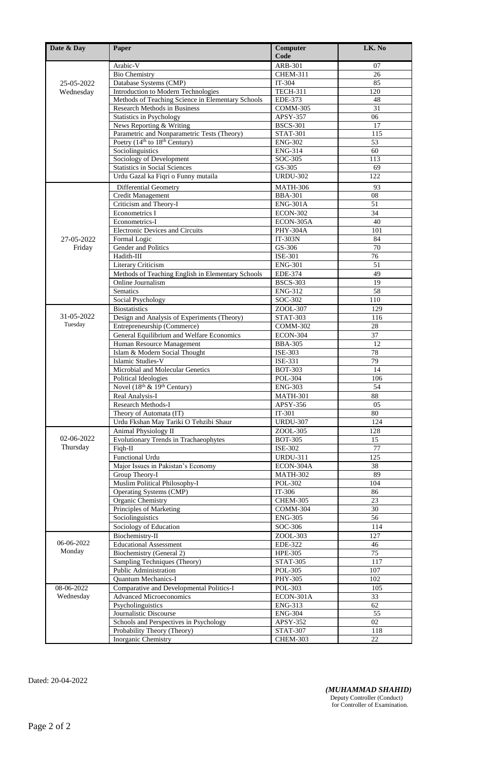| Date & Day | Paper | Computer Code | LK. No |
|---|---|---|---|
| 25-05-2022 Wednesday | Arabic-V | ARB-301 | 07 |
| | Bio Chemistry | CHEM-311 | 26 |
| | Database Systems (CMP) | IT-304 | 85 |
| | Introduction to Modern Technologies | TECH-311 | 120 |
| | Methods of Teaching Science in Elementary Schools | EDE-373 | 48 |
| | Research Methods in Business | COMM-305 | 31 |
| | Statistics in Psychology | APSY-357 | 06 |
| | News Reporting & Writing | BSCS-301 | 17 |
| | Parametric and Nonparametric Tests (Theory) | STAT-301 | 115 |
| | Poetry (14th to 18th Century) | ENG-302 | 53 |
| | Sociolinguistics | ENG-314 | 60 |
| | Sociology of Development | SOC-305 | 113 |
| | Statistics in Social Sciences | GS-305 | 69 |
| | Urdu Gazal ka Fiqri o Funny mutaila | URDU-302 | 122 |
| 27-05-2022 Friday | Differential Geometry | MATH-306 | 93 |
| | Credit Management | BBA-301 | 08 |
| | Criticism and Theory-I | ENG-301A | 51 |
| | Econometrics I | ECON-302 | 34 |
| | Econometrics-I | ECON-305A | 40 |
| | Electronic Devices and Circuits | PHY-304A | 101 |
| | Formal Logic | IT-303N | 84 |
| | Gender and Politics | GS-306 | 70 |
| | Hadith-III | ISE-301 | 76 |
| | Literary Criticism | ENG-301 | 51 |
| | Methods of Teaching English in Elementary Schools | EDE-374 | 49 |
| | Online Journalism | BSCS-303 | 19 |
| | Sematics | ENG-312 | 58 |
| | Social Psychology | SOC-302 | 110 |
| 31-05-2022 Tuesday | Biostatistics | ZOOL-307 | 129 |
| | Design and Analysis of Experiments (Theory) | STAT-303 | 116 |
| | Entrepreneurship (Commerce) | COMM-302 | 28 |
| | General Equilibrium and Welfare Economics | ECON-304 | 37 |
| | Human Resource Management | BBA-305 | 12 |
| | Islam & Modern Social Thought | ISE-303 | 78 |
| | Islamic Studies-V | ISE-331 | 79 |
| | Microbial and Molecular Genetics | BOT-303 | 14 |
| | Political Ideologies | POL-304 | 106 |
| | Novel (18th & 19th Century) | ENG-303 | 54 |
| | Real Analysis-I | MATH-301 | 88 |
| | Research Methods-I | APSY-356 | 05 |
| | Theory of Automata (IT) | IT-301 | 80 |
| | Urdu Fkshan May Tariki O Tehzibi Shaur | URDU-307 | 124 |
| 02-06-2022 Thursday | Animal Physiology II | ZOOL-305 | 128 |
| | Evolutionary Trends in Trachaeophytes | BOT-305 | 15 |
| | Fiqh-II | ISE-302 | 77 |
| | Functional Urdu | URDU-311 | 125 |
| | Major Issues in Pakistan's Economy | ECON-304A | 38 |
| | Group Theory-I | MATH-302 | 89 |
| | Muslim Political Philosophy-I | POL-302 | 104 |
| | Operating Systems (CMP) | IT-306 | 86 |
| | Organic Chemistry | CHEM-305 | 23 |
| | Principles of Marketing | COMM-304 | 30 |
| | Sociolinguistics | ENG-305 | 56 |
| | Sociology of Education | SOC-306 | 114 |
| 06-06-2022 Monday | Biochemistry-II | ZOOL-303 | 127 |
| | Educational Assessment | EDE-322 | 46 |
| | Biochemistry (General 2) | HPE-305 | 75 |
| | Sampling Techniques (Theory) | STAT-305 | 117 |
| | Public Administration | POL-305 | 107 |
| | Quantum Mechanics-I | PHY-305 | 102 |
| 08-06-2022 Wednesday | Comparative and Developmental Politics-I | POL-303 | 105 |
| | Advanced Microeconomics | ECON-301A | 33 |
| | Psycholinguistics | ENG-313 | 62 |
| | Journalistic Discourse | ENG-304 | 55 |
| | Schools and Perspectives in Psychology | APSY-352 | 02 |
| | Probability Theory (Theory) | STAT-307 | 118 |
| | Inorganic Chemistry | CHEM-303 | 22 |

Dated: 20-04-2022

***(MUHAMMAD SHAHID)***
Deputy Controller (Conduct)
for Controller of Examination.